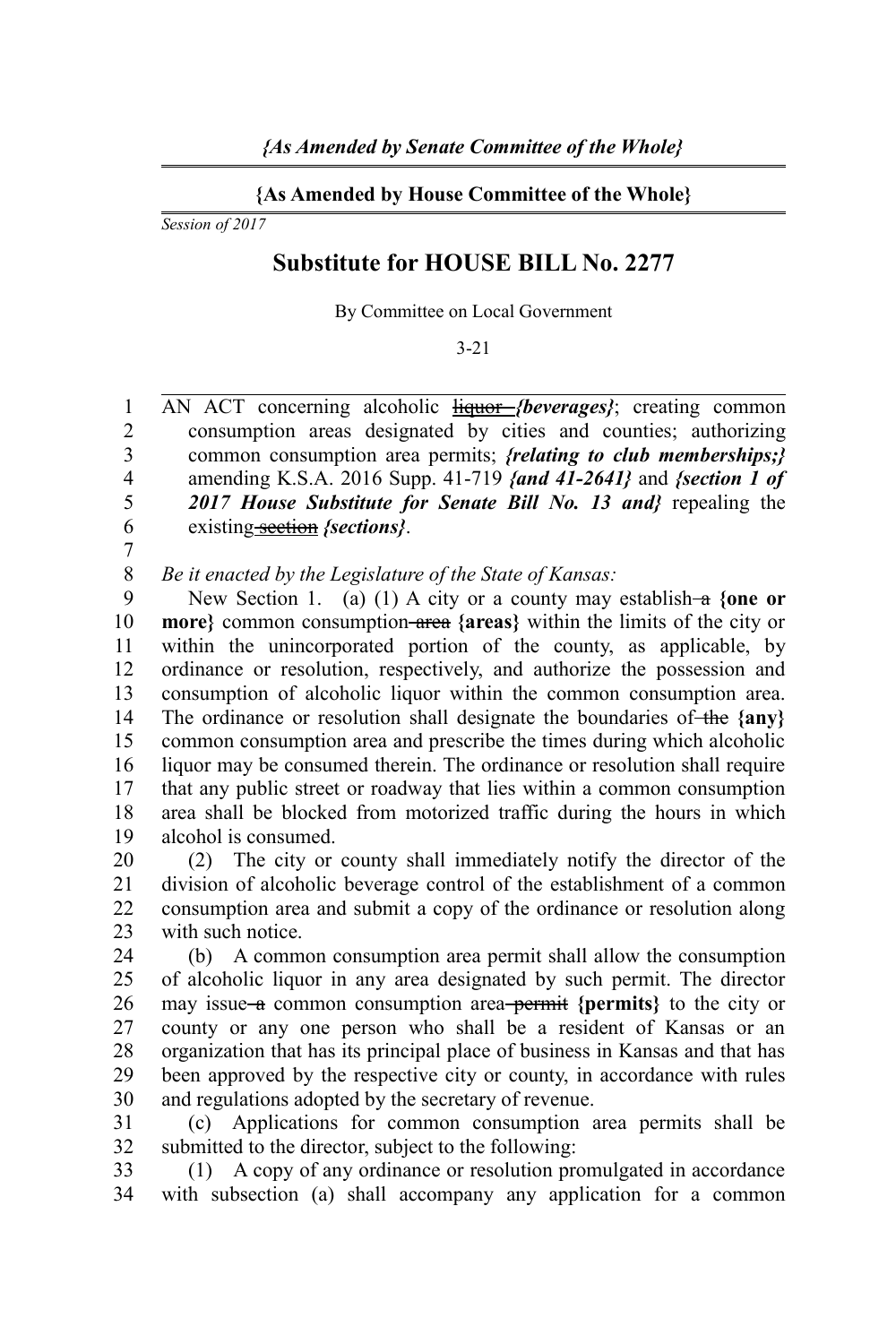*{As Amended by Senate Committee of the Whole}*

**{As Amended by House Committee of the Whole}**

*Session of 2017*

# Substitute for HOUSE BILL No. 2277

By Committee on Local Government

3-21

AN ACT concerning alcoholic ~~liquor~~ *{beverages}*; creating common consumption areas designated by cities and counties; authorizing common consumption area permits; *{relating to club memberships;}* amending K.S.A. 2016 Supp. 41-719 *{and 41-2641}* and *{section 1 of 2017 House Substitute for Senate Bill No. 13 and}* repealing the existing ~~section~~ *{sections}*.

*Be it enacted by the Legislature of the State of Kansas:*

New Section 1. (a) (1) A city or a county may establish ~~a~~ **{one or more}** common consumption ~~area~~ **{areas}** within the limits of the city or within the unincorporated portion of the county, as applicable, by ordinance or resolution, respectively, and authorize the possession and consumption of alcoholic liquor within the common consumption area. The ordinance or resolution shall designate the boundaries of ~~the~~ **{any}** common consumption area and prescribe the times during which alcoholic liquor may be consumed therein. The ordinance or resolution shall require that any public street or roadway that lies within a common consumption area shall be blocked from motorized traffic during the hours in which alcohol is consumed.

(2) The city or county shall immediately notify the director of the division of alcoholic beverage control of the establishment of a common consumption area and submit a copy of the ordinance or resolution along with such notice.

(b) A common consumption area permit shall allow the consumption of alcoholic liquor in any area designated by such permit. The director may issue ~~a~~ common consumption area ~~permit~~ **{permits}** to the city or county or any one person who shall be a resident of Kansas or an organization that has its principal place of business in Kansas and that has been approved by the respective city or county, in accordance with rules and regulations adopted by the secretary of revenue.

(c) Applications for common consumption area permits shall be submitted to the director, subject to the following:

(1) A copy of any ordinance or resolution promulgated in accordance with subsection (a) shall accompany any application for a common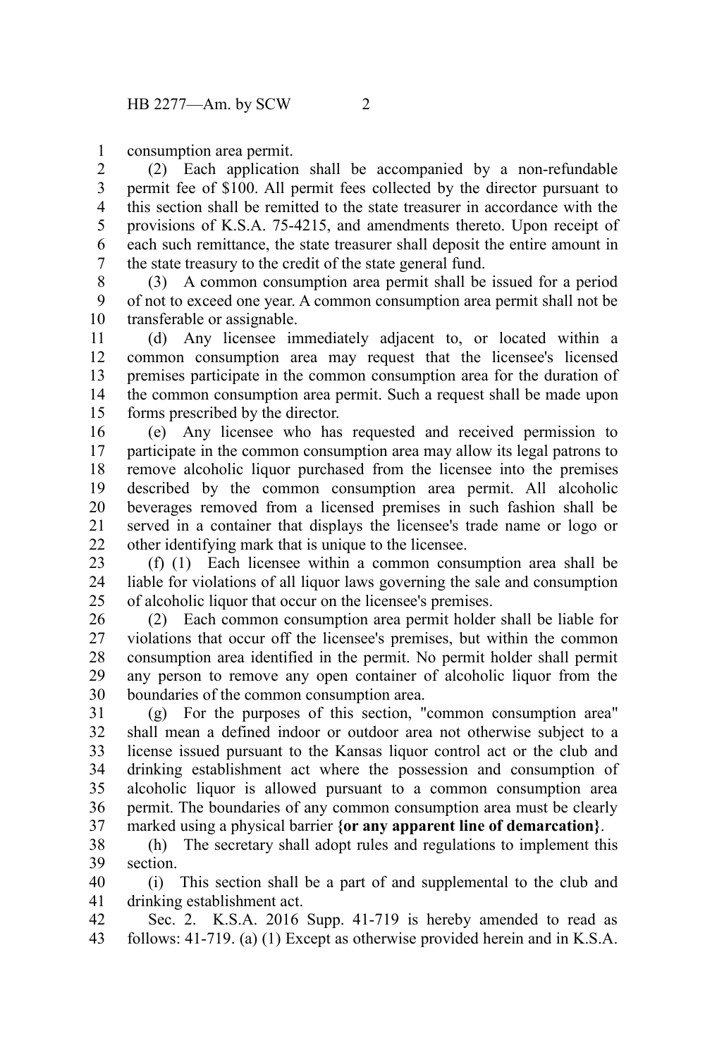consumption area permit.

(2) Each application shall be accompanied by a non-refundable permit fee of $100. All permit fees collected by the director pursuant to this section shall be remitted to the state treasurer in accordance with the provisions of K.S.A. 75-4215, and amendments thereto. Upon receipt of each such remittance, the state treasurer shall deposit the entire amount in the state treasury to the credit of the state general fund.

(3) A common consumption area permit shall be issued for a period of not to exceed one year. A common consumption area permit shall not be transferable or assignable.

(d) Any licensee immediately adjacent to, or located within a common consumption area may request that the licensee's licensed premises participate in the common consumption area for the duration of the common consumption area permit. Such a request shall be made upon forms prescribed by the director.

(e) Any licensee who has requested and received permission to participate in the common consumption area may allow its legal patrons to remove alcoholic liquor purchased from the licensee into the premises described by the common consumption area permit. All alcoholic beverages removed from a licensed premises in such fashion shall be served in a container that displays the licensee's trade name or logo or other identifying mark that is unique to the licensee.

(f) (1) Each licensee within a common consumption area shall be liable for violations of all liquor laws governing the sale and consumption of alcoholic liquor that occur on the licensee's premises.

(2) Each common consumption area permit holder shall be liable for violations that occur off the licensee's premises, but within the common consumption area identified in the permit. No permit holder shall permit any person to remove any open container of alcoholic liquor from the boundaries of the common consumption area.

(g) For the purposes of this section, "common consumption area" shall mean a defined indoor or outdoor area not otherwise subject to a license issued pursuant to the Kansas liquor control act or the club and drinking establishment act where the possession and consumption of alcoholic liquor is allowed pursuant to a common consumption area permit. The boundaries of any common consumption area must be clearly marked using a physical barrier **{or any apparent line of demarcation}**.

(h) The secretary shall adopt rules and regulations to implement this section.

(i) This section shall be a part of and supplemental to the club and drinking establishment act.

Sec. 2. K.S.A. 2016 Supp. 41-719 is hereby amended to read as follows: 41-719. (a) (1) Except as otherwise provided herein and in K.S.A.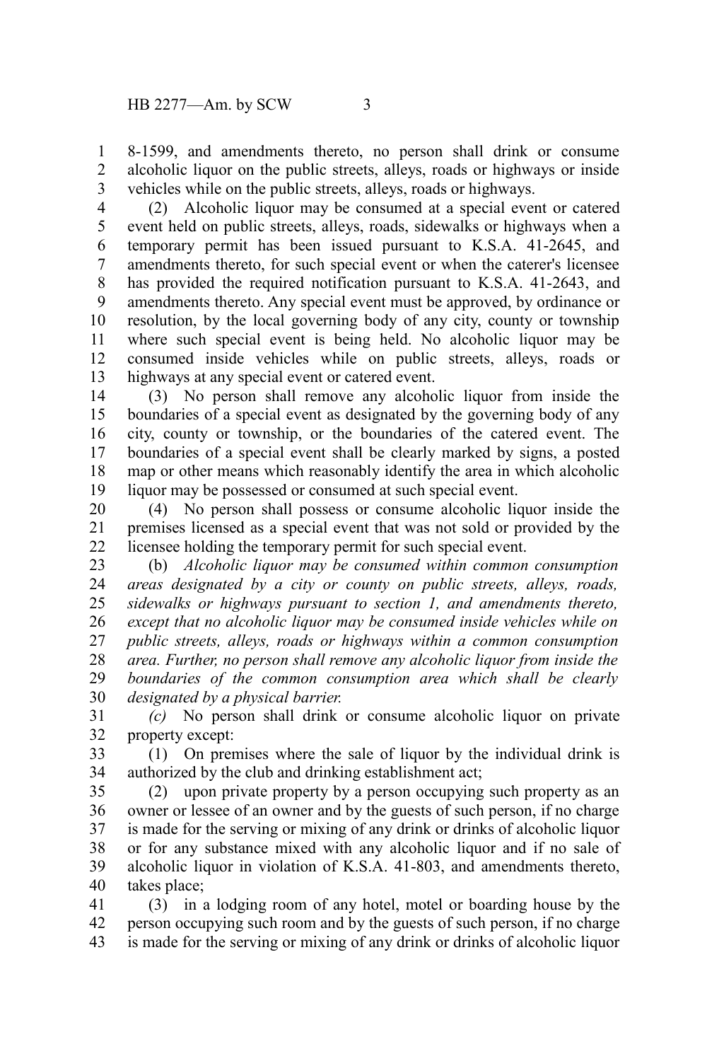8-1599, and amendments thereto, no person shall drink or consume alcoholic liquor on the public streets, alleys, roads or highways or inside vehicles while on the public streets, alleys, roads or highways.

(2) Alcoholic liquor may be consumed at a special event or catered event held on public streets, alleys, roads, sidewalks or highways when a temporary permit has been issued pursuant to K.S.A. 41-2645, and amendments thereto, for such special event or when the caterer's licensee has provided the required notification pursuant to K.S.A. 41-2643, and amendments thereto. Any special event must be approved, by ordinance or resolution, by the local governing body of any city, county or township where such special event is being held. No alcoholic liquor may be consumed inside vehicles while on public streets, alleys, roads or highways at any special event or catered event.

(3) No person shall remove any alcoholic liquor from inside the boundaries of a special event as designated by the governing body of any city, county or township, or the boundaries of the catered event. The boundaries of a special event shall be clearly marked by signs, a posted map or other means which reasonably identify the area in which alcoholic liquor may be possessed or consumed at such special event.

(4) No person shall possess or consume alcoholic liquor inside the premises licensed as a special event that was not sold or provided by the licensee holding the temporary permit for such special event.

(b) *Alcoholic liquor may be consumed within common consumption areas designated by a city or county on public streets, alleys, roads, sidewalks or highways pursuant to section 1, and amendments thereto, except that no alcoholic liquor may be consumed inside vehicles while on public streets, alleys, roads or highways within a common consumption area. Further, no person shall remove any alcoholic liquor from inside the boundaries of the common consumption area which shall be clearly designated by a physical barrier.*

*(c)* No person shall drink or consume alcoholic liquor on private property except:

(1) On premises where the sale of liquor by the individual drink is authorized by the club and drinking establishment act;

(2) upon private property by a person occupying such property as an owner or lessee of an owner and by the guests of such person, if no charge is made for the serving or mixing of any drink or drinks of alcoholic liquor or for any substance mixed with any alcoholic liquor and if no sale of alcoholic liquor in violation of K.S.A. 41-803, and amendments thereto, takes place;

(3) in a lodging room of any hotel, motel or boarding house by the person occupying such room and by the guests of such person, if no charge is made for the serving or mixing of any drink or drinks of alcoholic liquor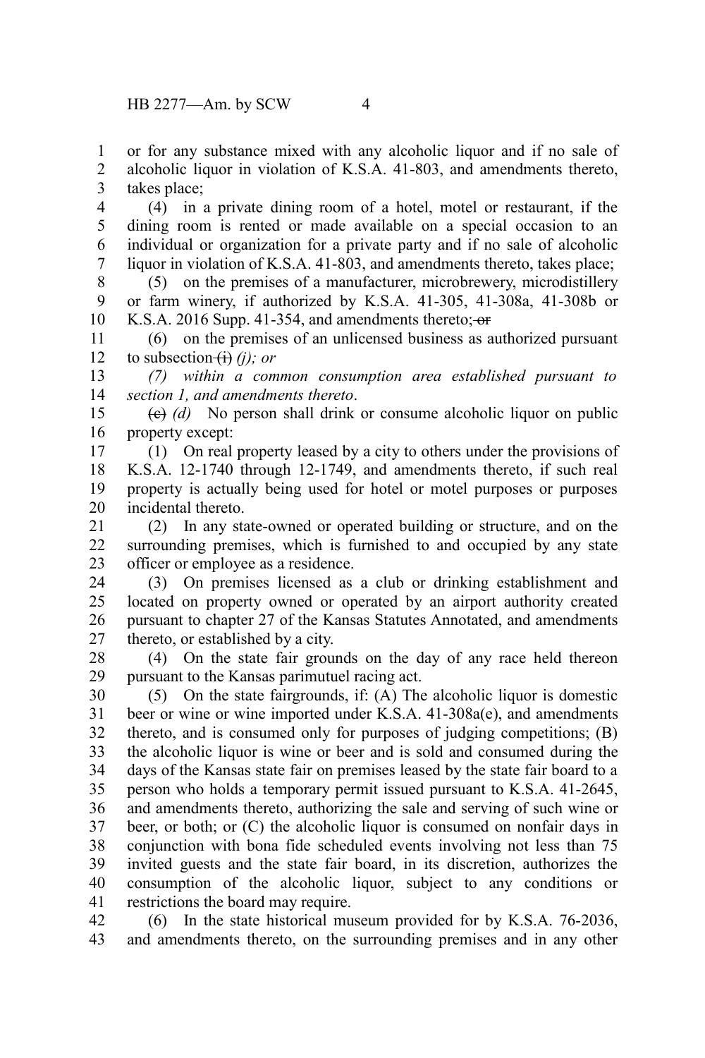or for any substance mixed with any alcoholic liquor and if no sale of alcoholic liquor in violation of K.S.A. 41-803, and amendments thereto, takes place;

(4) in a private dining room of a hotel, motel or restaurant, if the dining room is rented or made available on a special occasion to an individual or organization for a private party and if no sale of alcoholic liquor in violation of K.S.A. 41-803, and amendments thereto, takes place;

(5) on the premises of a manufacturer, microbrewery, microdistillery or farm winery, if authorized by K.S.A. 41-305, 41-308a, 41-308b or K.S.A. 2016 Supp. 41-354, and amendments thereto; ~~or~~

(6) on the premises of an unlicensed business as authorized pursuant to subsection ~~(i)~~ *(j); or*

*(7) within a common consumption area established pursuant to section 1, and amendments thereto*.

~~(c)~~ *(d)* No person shall drink or consume alcoholic liquor on public property except:

(1) On real property leased by a city to others under the provisions of K.S.A. 12-1740 through 12-1749, and amendments thereto, if such real property is actually being used for hotel or motel purposes or purposes incidental thereto.

(2) In any state-owned or operated building or structure, and on the surrounding premises, which is furnished to and occupied by any state officer or employee as a residence.

(3) On premises licensed as a club or drinking establishment and located on property owned or operated by an airport authority created pursuant to chapter 27 of the Kansas Statutes Annotated, and amendments thereto, or established by a city.

(4) On the state fair grounds on the day of any race held thereon pursuant to the Kansas parimutuel racing act.

(5) On the state fairgrounds, if: (A) The alcoholic liquor is domestic beer or wine or wine imported under K.S.A. 41-308a(e), and amendments thereto, and is consumed only for purposes of judging competitions; (B) the alcoholic liquor is wine or beer and is sold and consumed during the days of the Kansas state fair on premises leased by the state fair board to a person who holds a temporary permit issued pursuant to K.S.A. 41-2645, and amendments thereto, authorizing the sale and serving of such wine or beer, or both; or (C) the alcoholic liquor is consumed on nonfair days in conjunction with bona fide scheduled events involving not less than 75 invited guests and the state fair board, in its discretion, authorizes the consumption of the alcoholic liquor, subject to any conditions or restrictions the board may require.

(6) In the state historical museum provided for by K.S.A. 76-2036, and amendments thereto, on the surrounding premises and in any other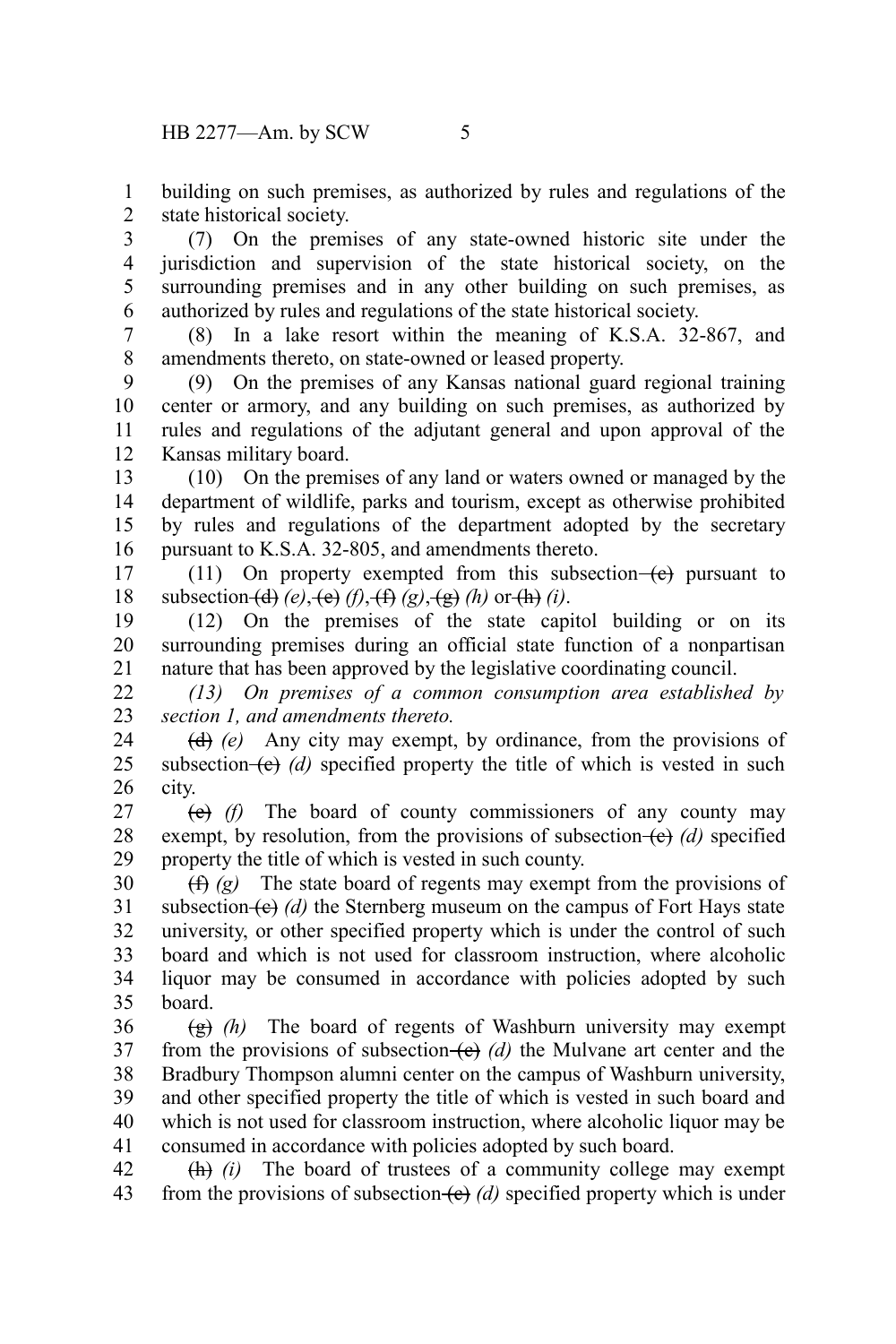building on such premises, as authorized by rules and regulations of the state historical society.

(7) On the premises of any state-owned historic site under the jurisdiction and supervision of the state historical society, on the surrounding premises and in any other building on such premises, as authorized by rules and regulations of the state historical society.

(8) In a lake resort within the meaning of K.S.A. 32-867, and amendments thereto, on state-owned or leased property.

(9) On the premises of any Kansas national guard regional training center or armory, and any building on such premises, as authorized by rules and regulations of the adjutant general and upon approval of the Kansas military board.

(10) On the premises of any land or waters owned or managed by the department of wildlife, parks and tourism, except as otherwise prohibited by rules and regulations of the department adopted by the secretary pursuant to K.S.A. 32-805, and amendments thereto.

(11) On property exempted from this subsection ~~(c)~~ pursuant to subsection ~~(d)~~ *(e)*, ~~(e)~~ *(f)*, ~~(f)~~ *(g)*, ~~(g)~~ *(h)* or ~~(h)~~ *(i)*.

(12) On the premises of the state capitol building or on its surrounding premises during an official state function of a nonpartisan nature that has been approved by the legislative coordinating council.

*(13) On premises of a common consumption area established by section 1, and amendments thereto.*

~~(d)~~ *(e)* Any city may exempt, by ordinance, from the provisions of subsection ~~(c)~~ *(d)* specified property the title of which is vested in such city.

~~(e)~~ *(f)* The board of county commissioners of any county may exempt, by resolution, from the provisions of subsection ~~(c)~~ *(d)* specified property the title of which is vested in such county.

~~(f)~~ *(g)* The state board of regents may exempt from the provisions of subsection ~~(c)~~ *(d)* the Sternberg museum on the campus of Fort Hays state university, or other specified property which is under the control of such board and which is not used for classroom instruction, where alcoholic liquor may be consumed in accordance with policies adopted by such board.

~~(g)~~ *(h)* The board of regents of Washburn university may exempt from the provisions of subsection ~~(c)~~ *(d)* the Mulvane art center and the Bradbury Thompson alumni center on the campus of Washburn university, and other specified property the title of which is vested in such board and which is not used for classroom instruction, where alcoholic liquor may be consumed in accordance with policies adopted by such board.

~~(h)~~ *(i)* The board of trustees of a community college may exempt from the provisions of subsection ~~(c)~~ *(d)* specified property which is under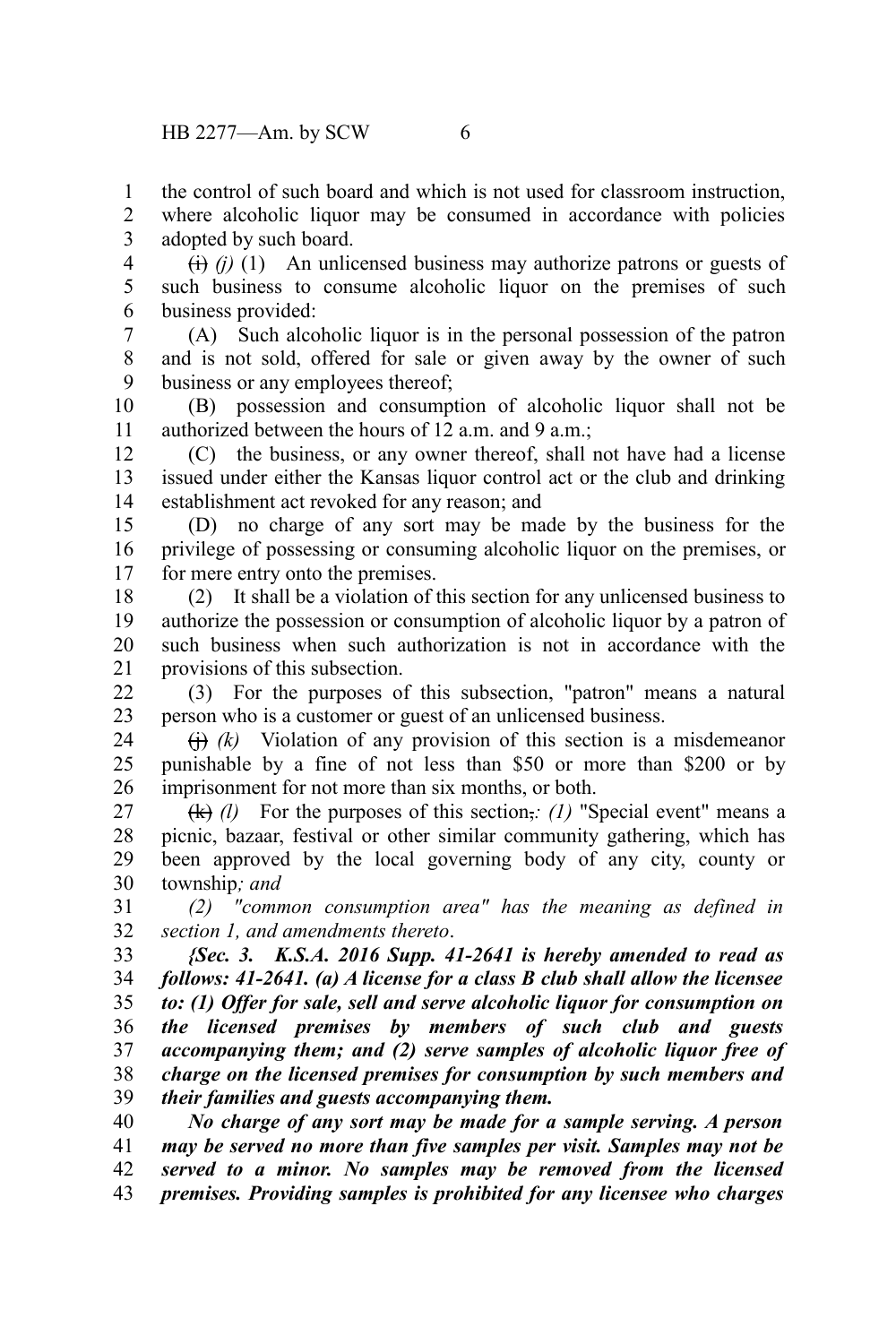the control of such board and which is not used for classroom instruction, where alcoholic liquor may be consumed in accordance with policies adopted by such board.

~~(i)~~ *(j)* (1) An unlicensed business may authorize patrons or guests of such business to consume alcoholic liquor on the premises of such business provided:

(A) Such alcoholic liquor is in the personal possession of the patron and is not sold, offered for sale or given away by the owner of such business or any employees thereof;

(B) possession and consumption of alcoholic liquor shall not be authorized between the hours of 12 a.m. and 9 a.m.;

(C) the business, or any owner thereof, shall not have had a license issued under either the Kansas liquor control act or the club and drinking establishment act revoked for any reason; and

(D) no charge of any sort may be made by the business for the privilege of possessing or consuming alcoholic liquor on the premises, or for mere entry onto the premises.

(2) It shall be a violation of this section for any unlicensed business to authorize the possession or consumption of alcoholic liquor by a patron of such business when such authorization is not in accordance with the provisions of this subsection.

(3) For the purposes of this subsection, "patron" means a natural person who is a customer or guest of an unlicensed business.

~~(j)~~ *(k)* Violation of any provision of this section is a misdemeanor punishable by a fine of not less than $50 or more than $200 or by imprisonment for not more than six months, or both.

~~(k)~~ *(l)* For the purposes of this section~~,~~*: (1)* "Special event" means a picnic, bazaar, festival or other similar community gathering, which has been approved by the local governing body of any city, county or township*; and*

*(2) "common consumption area" has the meaning as defined in section 1, and amendments thereto*.

***{Sec. 3. K.S.A. 2016 Supp. 41-2641 is hereby amended to read as follows: 41-2641. (a) A license for a class B club shall allow the licensee to: (1) Offer for sale, sell and serve alcoholic liquor for consumption on the licensed premises by members of such club and guests accompanying them; and (2) serve samples of alcoholic liquor free of charge on the licensed premises for consumption by such members and their families and guests accompanying them.***

***No charge of any sort may be made for a sample serving. A person may be served no more than five samples per visit. Samples may not be served to a minor. No samples may be removed from the licensed premises. Providing samples is prohibited for any licensee who charges***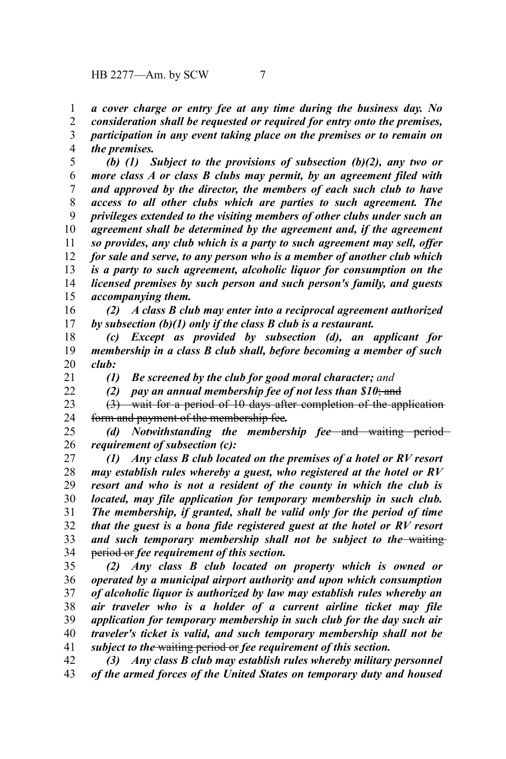*a cover charge or entry fee at any time during the business day. No consideration shall be requested or required for entry onto the premises, participation in any event taking place on the premises or to remain on the premises.*

*(b) (1) Subject to the provisions of subsection (b)(2), any two or more class A or class B clubs may permit, by an agreement filed with and approved by the director, the members of each such club to have access to all other clubs which are parties to such agreement. The privileges extended to the visiting members of other clubs under such an agreement shall be determined by the agreement and, if the agreement so provides, any club which is a party to such agreement may sell, offer for sale and serve, to any person who is a member of another club which is a party to such agreement, alcoholic liquor for consumption on the licensed premises by such person and such person's family, and guests accompanying them.*

*(2) A class B club may enter into a reciprocal agreement authorized by subsection (b)(1) only if the class B club is a restaurant.*

*(c) Except as provided by subsection (d), an applicant for membership in a class B club shall, before becoming a member of such club:*

*(1) Be screened by the club for good moral character;* and

*(2) pay an annual membership fee of not less than $10*~~; and~~

~~(3) wait for a period of 10 days after completion of the application form and payment of the membership fee~~*.*

*(d) Notwithstanding the membership fee* ~~and waiting period~~ *requirement of subsection (c):*

*(1) Any class B club located on the premises of a hotel or RV resort may establish rules whereby a guest, who registered at the hotel or RV resort and who is not a resident of the county in which the club is located, may file application for temporary membership in such club. The membership, if granted, shall be valid only for the period of time that the guest is a bona fide registered guest at the hotel or RV resort and such temporary membership shall not be subject to the* ~~waiting period or~~ *fee requirement of this section.*

*(2) Any class B club located on property which is owned or operated by a municipal airport authority and upon which consumption of alcoholic liquor is authorized by law may establish rules whereby an air traveler who is a holder of a current airline ticket may file application for temporary membership in such club for the day such air traveler's ticket is valid, and such temporary membership shall not be subject to the* ~~waiting period or~~ *fee requirement of this section.*

*(3) Any class B club may establish rules whereby military personnel of the armed forces of the United States on temporary duty and housed*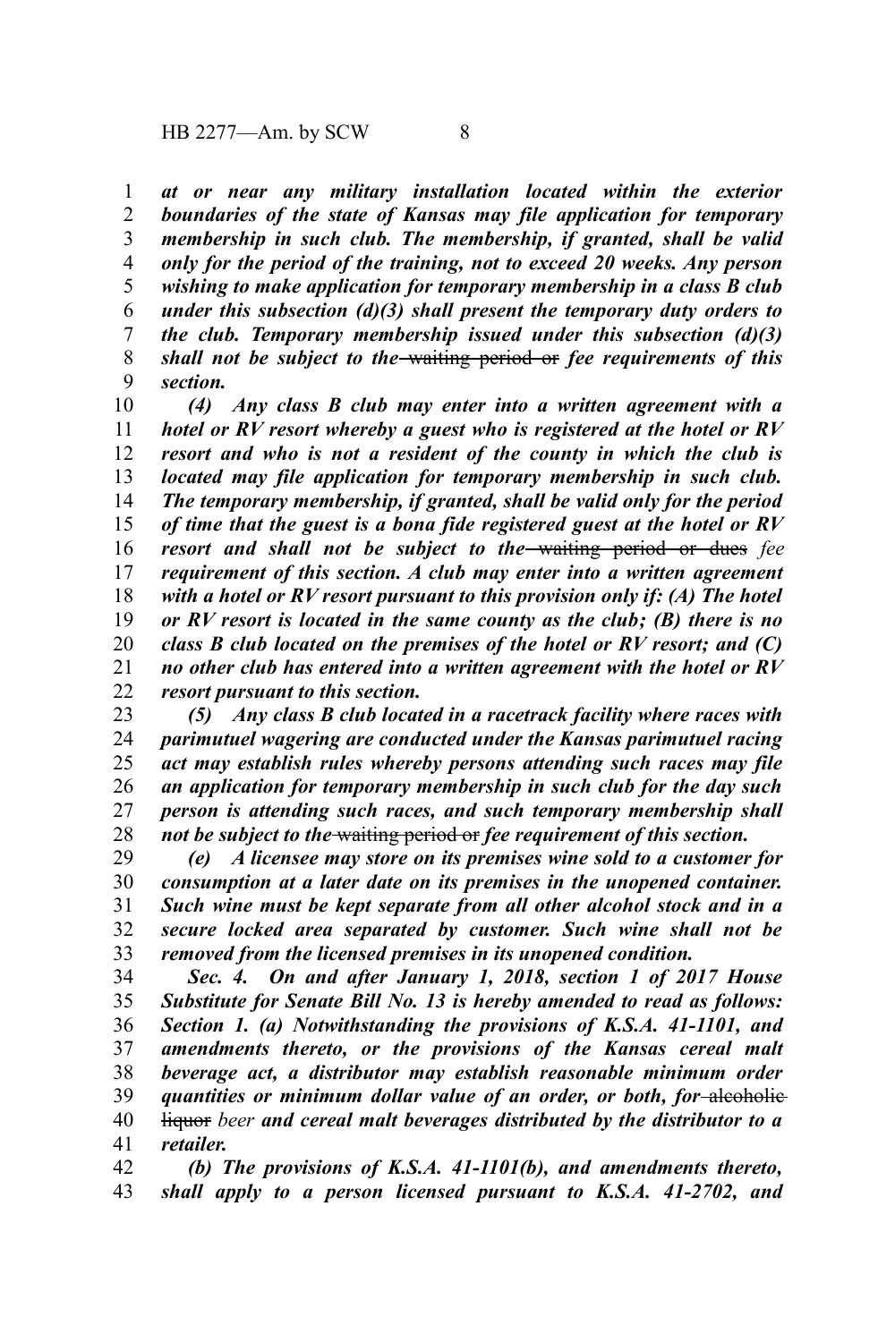***at or near any military installation located within the exterior boundaries of the state of Kansas may file application for temporary membership in such club. The membership, if granted, shall be valid only for the period of the training, not to exceed 20 weeks. Any person wishing to make application for temporary membership in a class B club under this subsection (d)(3) shall present the temporary duty orders to the club. Temporary membership issued under this subsection (d)(3) shall not be subject to the*** ~~waiting period or~~ ***fee requirements of this section.***

***(4) Any class B club may enter into a written agreement with a hotel or RV resort whereby a guest who is registered at the hotel or RV resort and who is not a resident of the county in which the club is located may file application for temporary membership in such club. The temporary membership, if granted, shall be valid only for the period of time that the guest is a bona fide registered guest at the hotel or RV resort and shall not be subject to the*** ~~waiting period or dues~~ *fee* ***requirement of this section. A club may enter into a written agreement with a hotel or RV resort pursuant to this provision only if: (A) The hotel or RV resort is located in the same county as the club; (B) there is no class B club located on the premises of the hotel or RV resort; and (C) no other club has entered into a written agreement with the hotel or RV resort pursuant to this section.***

***(5) Any class B club located in a racetrack facility where races with parimutuel wagering are conducted under the Kansas parimutuel racing act may establish rules whereby persons attending such races may file an application for temporary membership in such club for the day such person is attending such races, and such temporary membership shall not be subject to the*** ~~waiting period or~~ ***fee requirement of this section.***

***(e) A licensee may store on its premises wine sold to a customer for consumption at a later date on its premises in the unopened container. Such wine must be kept separate from all other alcohol stock and in a secure locked area separated by customer. Such wine shall not be removed from the licensed premises in its unopened condition.***

***Sec. 4. On and after January 1, 2018, section 1 of 2017 House Substitute for Senate Bill No. 13 is hereby amended to read as follows: Section 1. (a) Notwithstanding the provisions of K.S.A. 41-1101, and amendments thereto, or the provisions of the Kansas cereal malt beverage act, a distributor may establish reasonable minimum order quantities or minimum dollar value of an order, or both, for*** ~~alcoholic liquor~~ *beer* ***and cereal malt beverages distributed by the distributor to a retailer.***

***(b) The provisions of K.S.A. 41-1101(b), and amendments thereto, shall apply to a person licensed pursuant to K.S.A. 41-2702, and***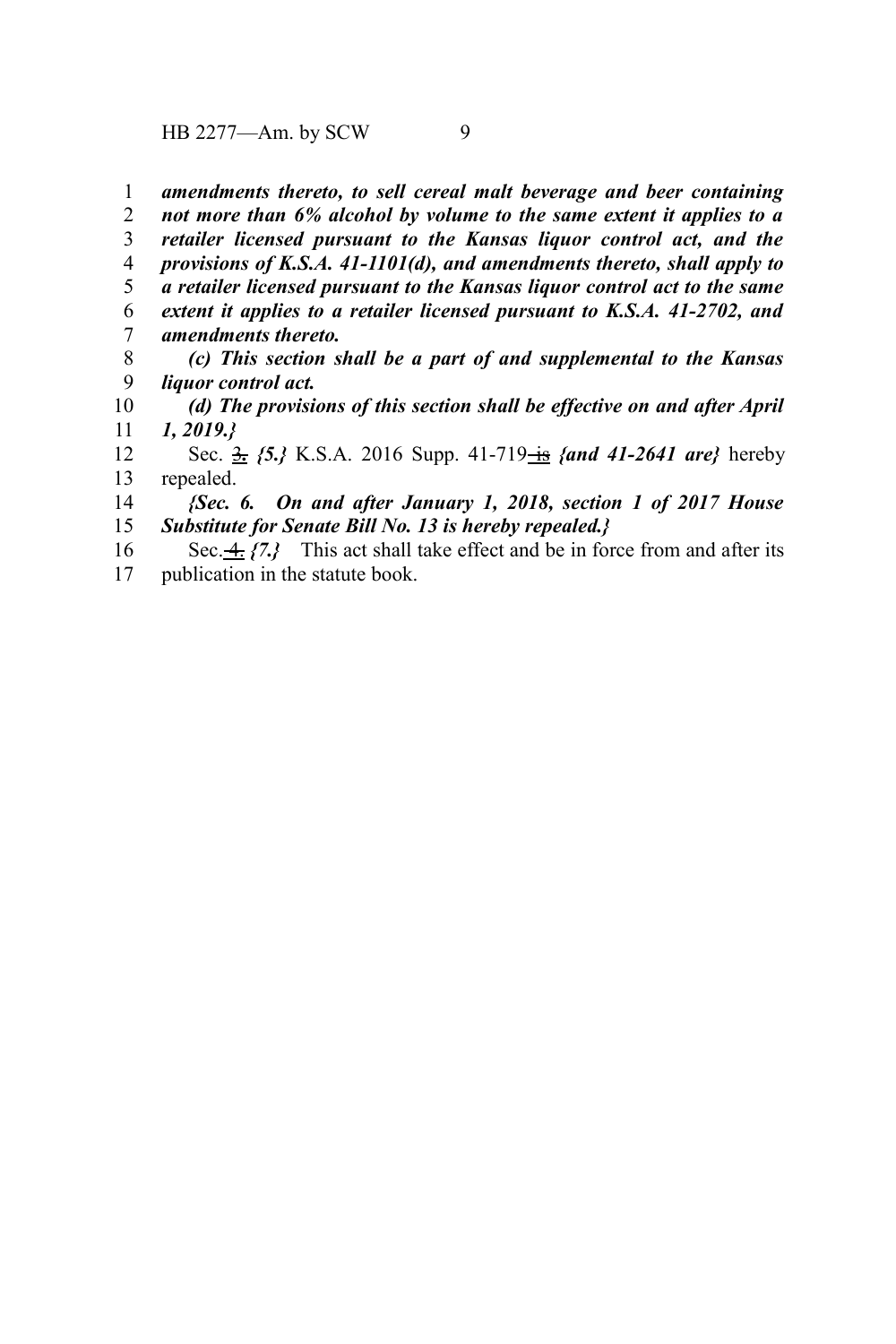***amendments thereto, to sell cereal malt beverage and beer containing not more than 6% alcohol by volume to the same extent it applies to a retailer licensed pursuant to the Kansas liquor control act, and the provisions of K.S.A. 41-1101(d), and amendments thereto, shall apply to a retailer licensed pursuant to the Kansas liquor control act to the same extent it applies to a retailer licensed pursuant to K.S.A. 41-2702, and amendments thereto.***

***(c) This section shall be a part of and supplemental to the Kansas liquor control act.***

***(d) The provisions of this section shall be effective on and after April 1, 2019.}***

Sec. ~~3.~~ ***{5.}*** K.S.A. 2016 Supp. 41-719 ~~is~~ ***{and 41-2641 are}*** hereby repealed.

***{Sec. 6. On and after January 1, 2018, section 1 of 2017 House Substitute for Senate Bill No. 13 is hereby repealed.}***

Sec. ~~4.~~ ***{7.}*** This act shall take effect and be in force from and after its publication in the statute book.